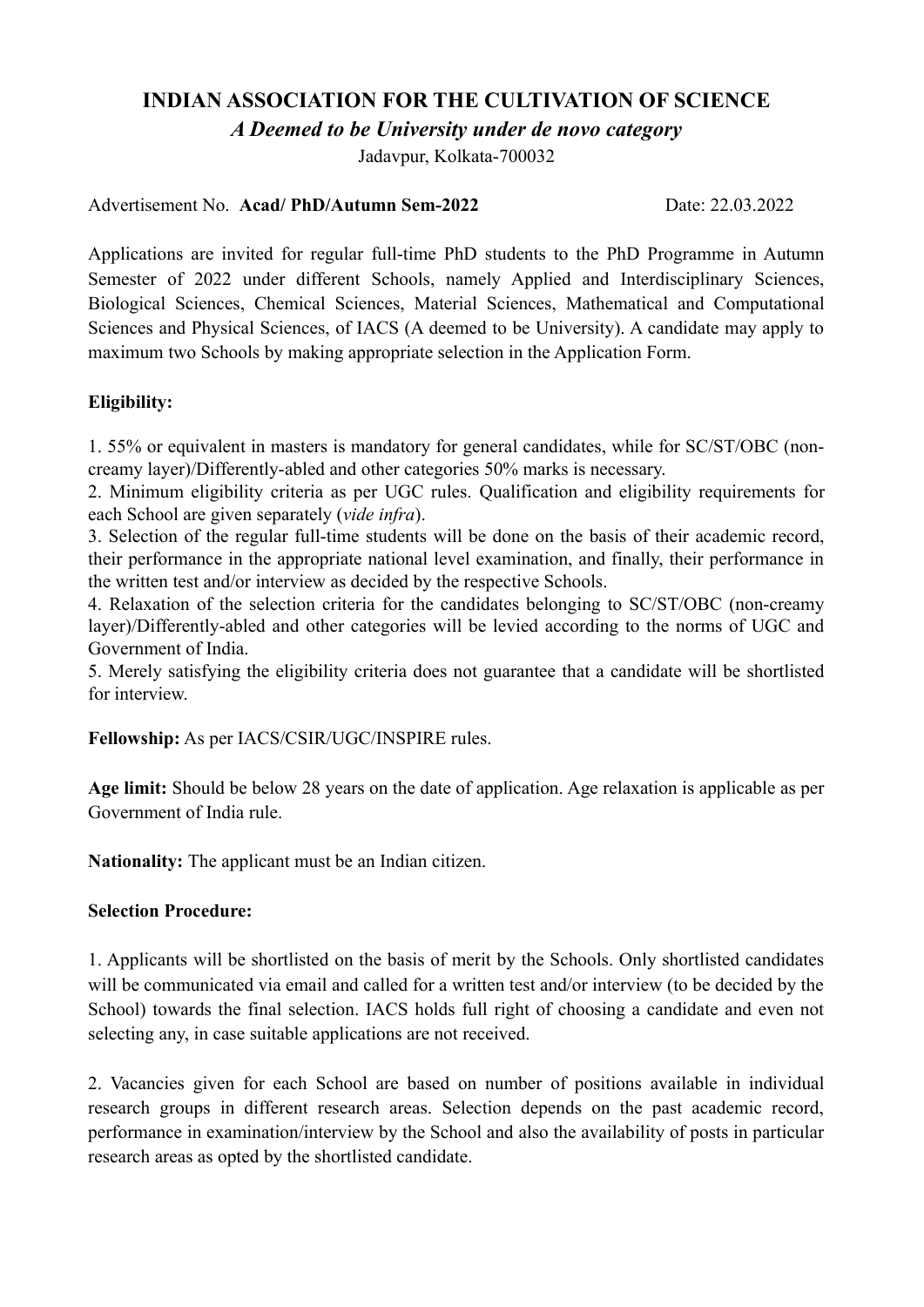# INDIAN ASSOCIATION FOR THE CULTIVATION OF SCIENCE

*A Deemed to be University under de novo category*

Jadavpur, Kolkata-700032

Advertisement No. **Acad/ PhD/Autumn Sem-2022** Date: 22.03.2022

Applications are invited for regular full-time PhD students to the PhD Programme in Autumn Semester of 2022 under different Schools, namely Applied and Interdisciplinary Sciences, Biological Sciences, Chemical Sciences, Material Sciences, Mathematical and Computational Sciences and Physical Sciences, of IACS (A deemed to be University). A candidate may apply to maximum two Schools by making appropriate selection in the Application Form.

**Eligibility:**

1. 55% or equivalent in masters is mandatory for general candidates, while for SC/ST/OBC (non-creamy layer)/Differently-abled and other categories 50% marks is necessary.
2. Minimum eligibility criteria as per UGC rules. Qualification and eligibility requirements for each School are given separately (*vide infra*).
3. Selection of the regular full-time students will be done on the basis of their academic record, their performance in the appropriate national level examination, and finally, their performance in the written test and/or interview as decided by the respective Schools.
4. Relaxation of the selection criteria for the candidates belonging to SC/ST/OBC (non-creamy layer)/Differently-abled and other categories will be levied according to the norms of UGC and Government of India.
5. Merely satisfying the eligibility criteria does not guarantee that a candidate will be shortlisted for interview.

**Fellowship:** As per IACS/CSIR/UGC/INSPIRE rules.

**Age limit:** Should be below 28 years on the date of application. Age relaxation is applicable as per Government of India rule.

**Nationality:** The applicant must be an Indian citizen.

**Selection Procedure:**

1. Applicants will be shortlisted on the basis of merit by the Schools. Only shortlisted candidates will be communicated via email and called for a written test and/or interview (to be decided by the School) towards the final selection. IACS holds full right of choosing a candidate and even not selecting any, in case suitable applications are not received.

2. Vacancies given for each School are based on number of positions available in individual research groups in different research areas. Selection depends on the past academic record, performance in examination/interview by the School and also the availability of posts in particular research areas as opted by the shortlisted candidate.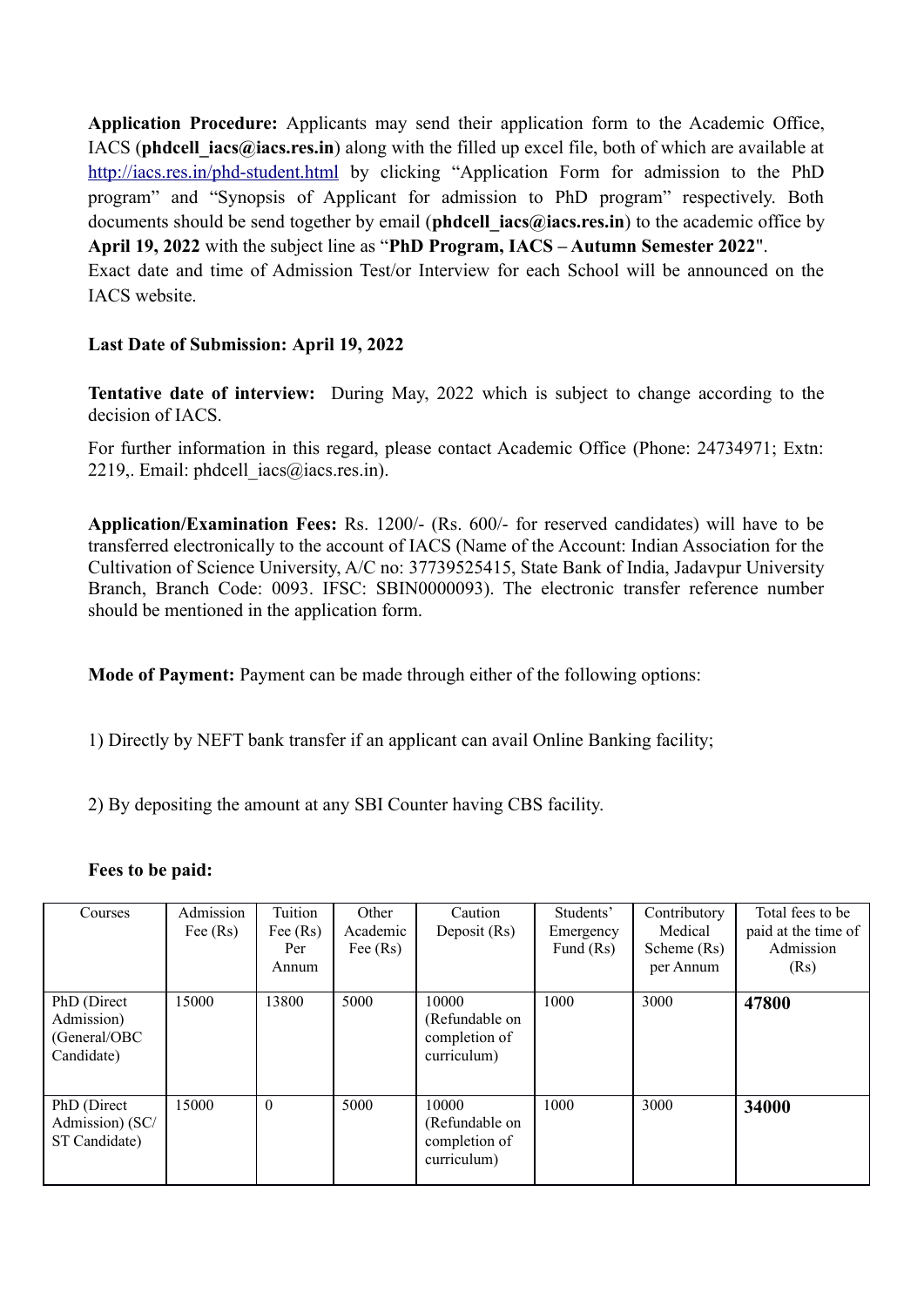**Application Procedure:** Applicants may send their application form to the Academic Office, IACS (**phdcell_iacs@iacs.res.in**) along with the filled up excel file, both of which are available at http://iacs.res.in/phd-student.html by clicking "Application Form for admission to the PhD program" and "Synopsis of Applicant for admission to PhD program" respectively. Both documents should be send together by email (**phdcell_iacs@iacs.res.in**) to the academic office by **April 19, 2022** with the subject line as "**PhD Program, IACS – Autumn Semester 2022**".

Exact date and time of Admission Test/or Interview for each School will be announced on the IACS website.

**Last Date of Submission: April 19, 2022**

**Tentative date of interview:** During May, 2022 which is subject to change according to the decision of IACS.

For further information in this regard, please contact Academic Office (Phone: 24734971; Extn: 2219,. Email: phdcell_iacs@iacs.res.in).

**Application/Examination Fees:** Rs. 1200/- (Rs. 600/- for reserved candidates) will have to be transferred electronically to the account of IACS (Name of the Account: Indian Association for the Cultivation of Science University, A/C no: 37739525415, State Bank of India, Jadavpur University Branch, Branch Code: 0093. IFSC: SBIN0000093). The electronic transfer reference number should be mentioned in the application form.

**Mode of Payment:** Payment can be made through either of the following options:

1) Directly by NEFT bank transfer if an applicant can avail Online Banking facility;

2) By depositing the amount at any SBI Counter having CBS facility.

**Fees to be paid:**

| Courses | Admission Fee (Rs) | Tuition Fee (Rs) Per Annum | Other Academic Fee (Rs) | Caution Deposit (Rs) | Students' Emergency Fund (Rs) | Contributory Medical Scheme (Rs) per Annum | Total fees to be paid at the time of Admission (Rs) |
|---|---|---|---|---|---|---|---|
| PhD (Direct Admission) (General/OBC Candidate) | 15000 | 13800 | 5000 | 10000 (Refundable on completion of curriculum) | 1000 | 3000 | **47800** |
| PhD (Direct Admission) (SC/ ST Candidate) | 15000 | 0 | 5000 | 10000 (Refundable on completion of curriculum) | 1000 | 3000 | **34000** |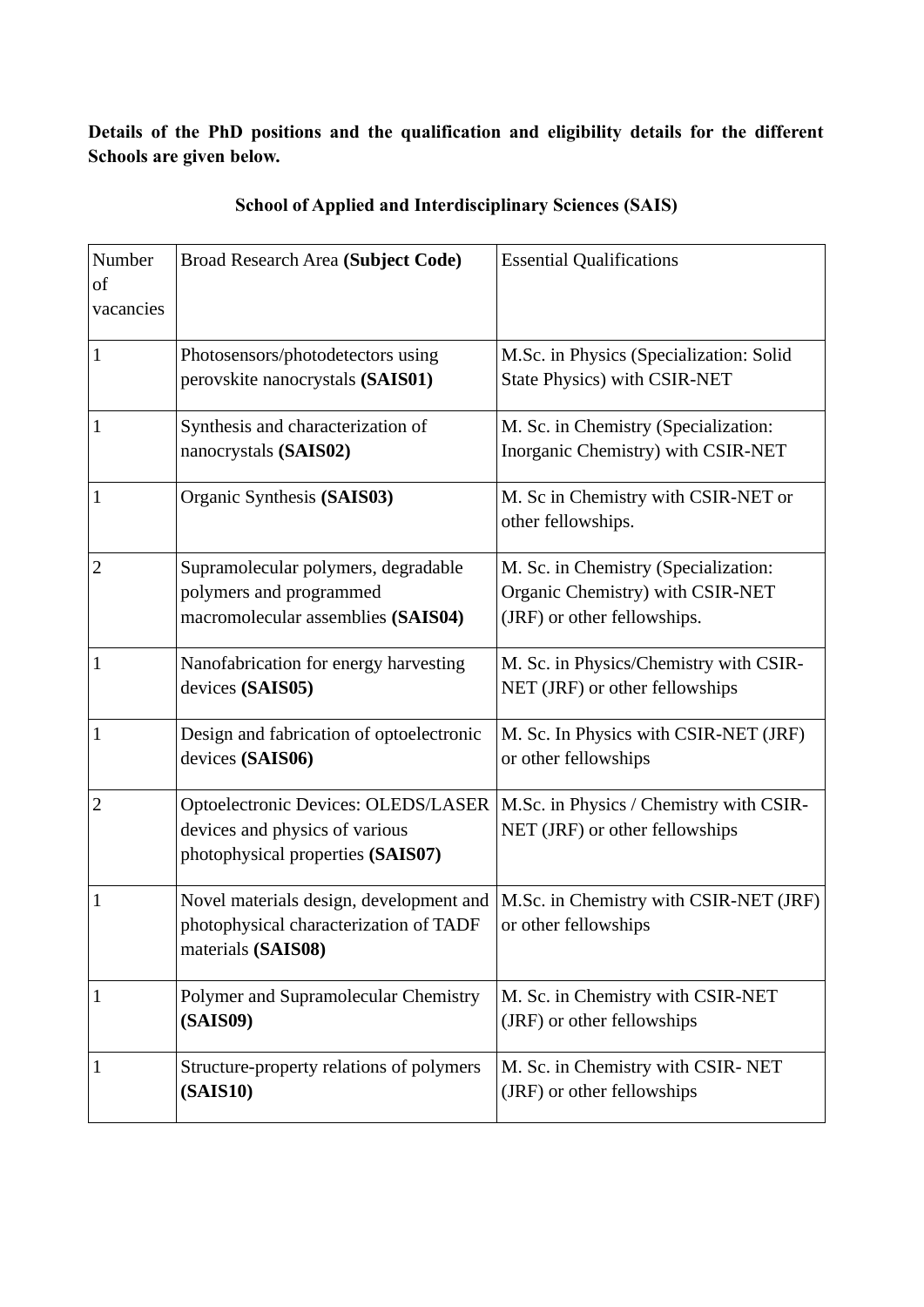**Details of the PhD positions and the qualification and eligibility details for the different Schools are given below.**

**School of Applied and Interdisciplinary Sciences (SAIS)**

| Number of vacancies | Broad Research Area **(Subject Code)** | Essential Qualifications |
|---|---|---|
| 1 | Photosensors/photodetectors using perovskite nanocrystals **(SAIS01)** | M.Sc. in Physics (Specialization: Solid State Physics) with CSIR-NET |
| 1 | Synthesis and characterization of nanocrystals **(SAIS02)** | M. Sc. in Chemistry (Specialization: Inorganic Chemistry) with CSIR-NET |
| 1 | Organic Synthesis **(SAIS03)** | M. Sc in Chemistry with CSIR-NET or other fellowships. |
| 2 | Supramolecular polymers, degradable polymers and programmed macromolecular assemblies **(SAIS04)** | M. Sc. in Chemistry (Specialization: Organic Chemistry) with CSIR-NET (JRF) or other fellowships. |
| 1 | Nanofabrication for energy harvesting devices **(SAIS05)** | M. Sc. in Physics/Chemistry with CSIR-NET (JRF) or other fellowships |
| 1 | Design and fabrication of optoelectronic devices **(SAIS06)** | M. Sc. In Physics with CSIR-NET (JRF) or other fellowships |
| 2 | Optoelectronic Devices: OLEDS/LASER devices and physics of various photophysical properties **(SAIS07)** | M.Sc. in Physics / Chemistry with CSIR-NET (JRF) or other fellowships |
| 1 | Novel materials design, development and photophysical characterization of TADF materials **(SAIS08)** | M.Sc. in Chemistry with CSIR-NET (JRF) or other fellowships |
| 1 | Polymer and Supramolecular Chemistry **(SAIS09)** | M. Sc. in Chemistry with CSIR-NET (JRF) or other fellowships |
| 1 | Structure-property relations of polymers **(SAIS10)** | M. Sc. in Chemistry with CSIR- NET (JRF) or other fellowships |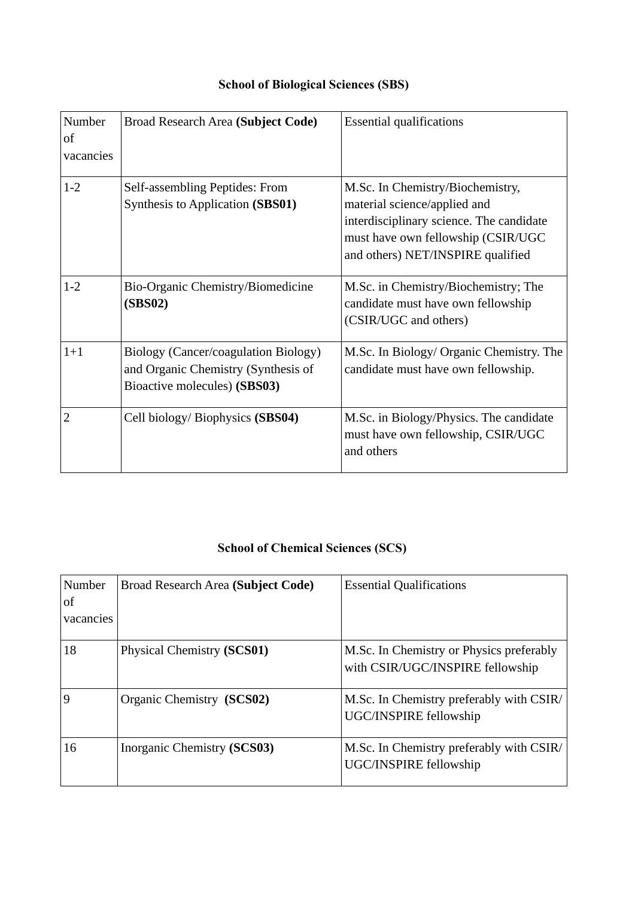## School of Biological Sciences (SBS)

| Number of vacancies | Broad Research Area **(Subject Code)** | Essential qualifications |
|---|---|---|
| 1-2 | Self-assembling Peptides: From Synthesis to Application **(SBS01)** | M.Sc. In Chemistry/Biochemistry, material science/applied and interdisciplinary science. The candidate must have own fellowship (CSIR/UGC and others) NET/INSPIRE qualified |
| 1-2 | Bio-Organic Chemistry/Biomedicine **(SBS02)** | M.Sc. in Chemistry/Biochemistry; The candidate must have own fellowship (CSIR/UGC and others) |
| 1+1 | Biology (Cancer/coagulation Biology) and Organic Chemistry (Synthesis of Bioactive molecules) **(SBS03)** | M.Sc. In Biology/ Organic Chemistry. The candidate must have own fellowship. |
| 2 | Cell biology/ Biophysics **(SBS04)** | M.Sc. in Biology/Physics. The candidate must have own fellowship, CSIR/UGC and others |

## School of Chemical Sciences (SCS)

| Number of vacancies | Broad Research Area **(Subject Code)** | Essential Qualifications |
|---|---|---|
| 18 | Physical Chemistry **(SCS01)** | M.Sc. In Chemistry or Physics preferably with CSIR/UGC/INSPIRE fellowship |
| 9 | Organic Chemistry **(SCS02)** | M.Sc. In Chemistry preferably with CSIR/ UGC/INSPIRE fellowship |
| 16 | Inorganic Chemistry **(SCS03)** | M.Sc. In Chemistry preferably with CSIR/ UGC/INSPIRE fellowship |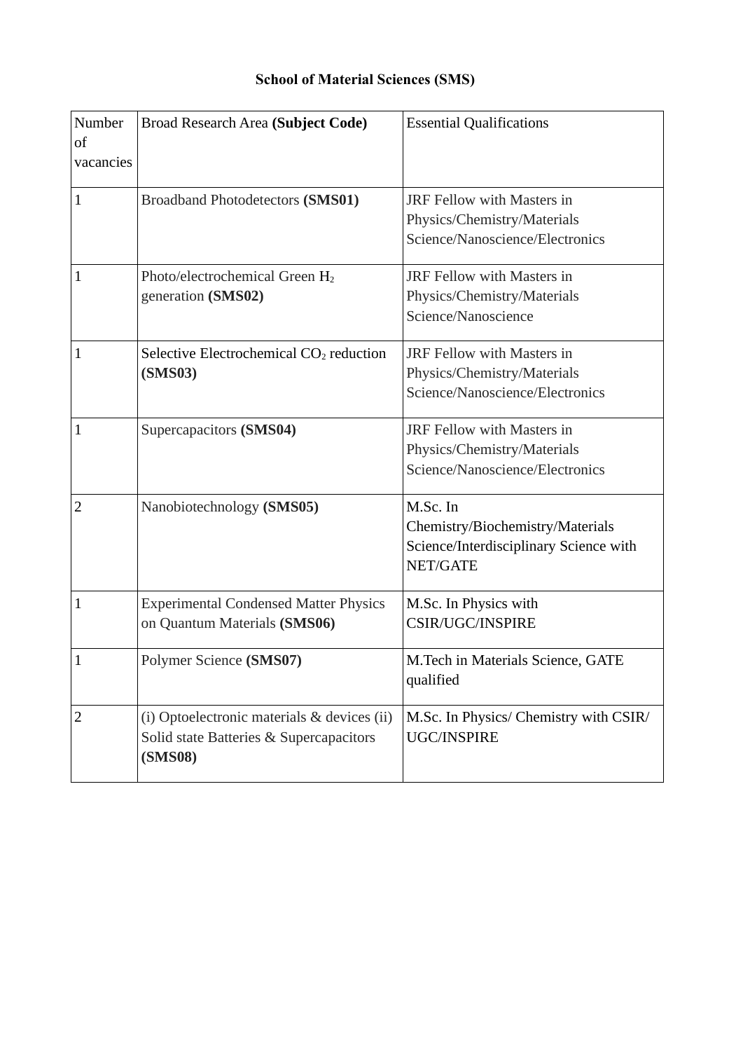## School of Material Sciences (SMS)

| Number of vacancies | Broad Research Area **(Subject Code)** | Essential Qualifications |
|---|---|---|
| 1 | Broadband Photodetectors **(SMS01)** | JRF Fellow with Masters in Physics/Chemistry/Materials Science/Nanoscience/Electronics |
| 1 | Photo/electrochemical Green $H_2$ generation **(SMS02)** | JRF Fellow with Masters in Physics/Chemistry/Materials Science/Nanoscience |
| 1 | Selective Electrochemical $CO_2$ reduction **(SMS03)** | JRF Fellow with Masters in Physics/Chemistry/Materials Science/Nanoscience/Electronics |
| 1 | Supercapacitors **(SMS04)** | JRF Fellow with Masters in Physics/Chemistry/Materials Science/Nanoscience/Electronics |
| 2 | Nanobiotechnology **(SMS05)** | M.Sc. In Chemistry/Biochemistry/Materials Science/Interdisciplinary Science with NET/GATE |
| 1 | Experimental Condensed Matter Physics on Quantum Materials **(SMS06)** | M.Sc. In Physics with CSIR/UGC/INSPIRE |
| 1 | Polymer Science **(SMS07)** | M.Tech in Materials Science, GATE qualified |
| 2 | (i) Optoelectronic materials & devices (ii) Solid state Batteries & Supercapacitors **(SMS08)** | M.Sc. In Physics/ Chemistry with CSIR/ UGC/INSPIRE |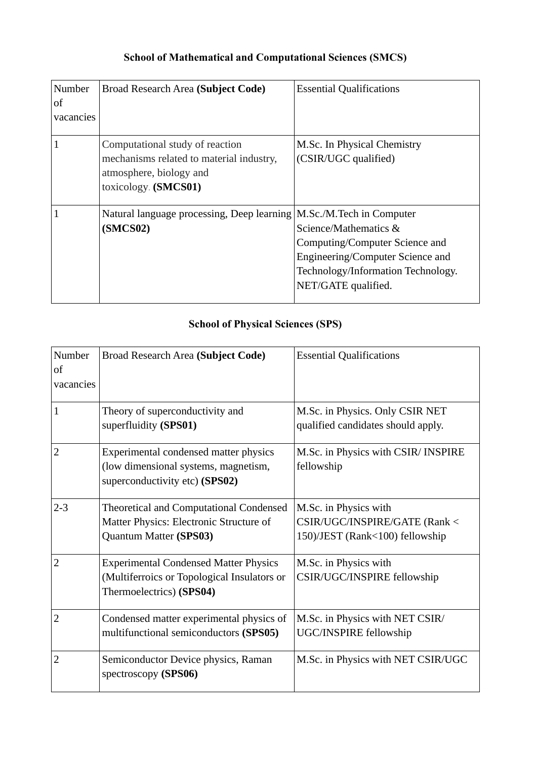## School of Mathematical and Computational Sciences (SMCS)

| Number of vacancies | Broad Research Area **(Subject Code)** | Essential Qualifications |
|---|---|---|
| 1 | Computational study of reaction mechanisms related to material industry, atmosphere, biology and toxicology. **(SMCS01)** | M.Sc. In Physical Chemistry (CSIR/UGC qualified) |
| 1 | Natural language processing, Deep learning **(SMCS02)** | M.Sc./M.Tech in Computer Science/Mathematics & Computing/Computer Science and Engineering/Computer Science and Technology/Information Technology. NET/GATE qualified. |

## School of Physical Sciences (SPS)

| Number of vacancies | Broad Research Area **(Subject Code)** | Essential Qualifications |
|---|---|---|
| 1 | Theory of superconductivity and superfluidity **(SPS01)** | M.Sc. in Physics. Only CSIR NET qualified candidates should apply. |
| 2 | Experimental condensed matter physics (low dimensional systems, magnetism, superconductivity etc) **(SPS02)** | M.Sc. in Physics with CSIR/ INSPIRE fellowship |
| 2-3 | Theoretical and Computational Condensed Matter Physics: Electronic Structure of Quantum Matter **(SPS03)** | M.Sc. in Physics with CSIR/UGC/INSPIRE/GATE (Rank < 150)/JEST (Rank<100) fellowship |
| 2 | Experimental Condensed Matter Physics (Multiferroics or Topological Insulators or Thermoelectrics) **(SPS04)** | M.Sc. in Physics with CSIR/UGC/INSPIRE fellowship |
| 2 | Condensed matter experimental physics of multifunctional semiconductors **(SPS05)** | M.Sc. in Physics with NET CSIR/ UGC/INSPIRE fellowship |
| 2 | Semiconductor Device physics, Raman spectroscopy **(SPS06)** | M.Sc. in Physics with NET CSIR/UGC |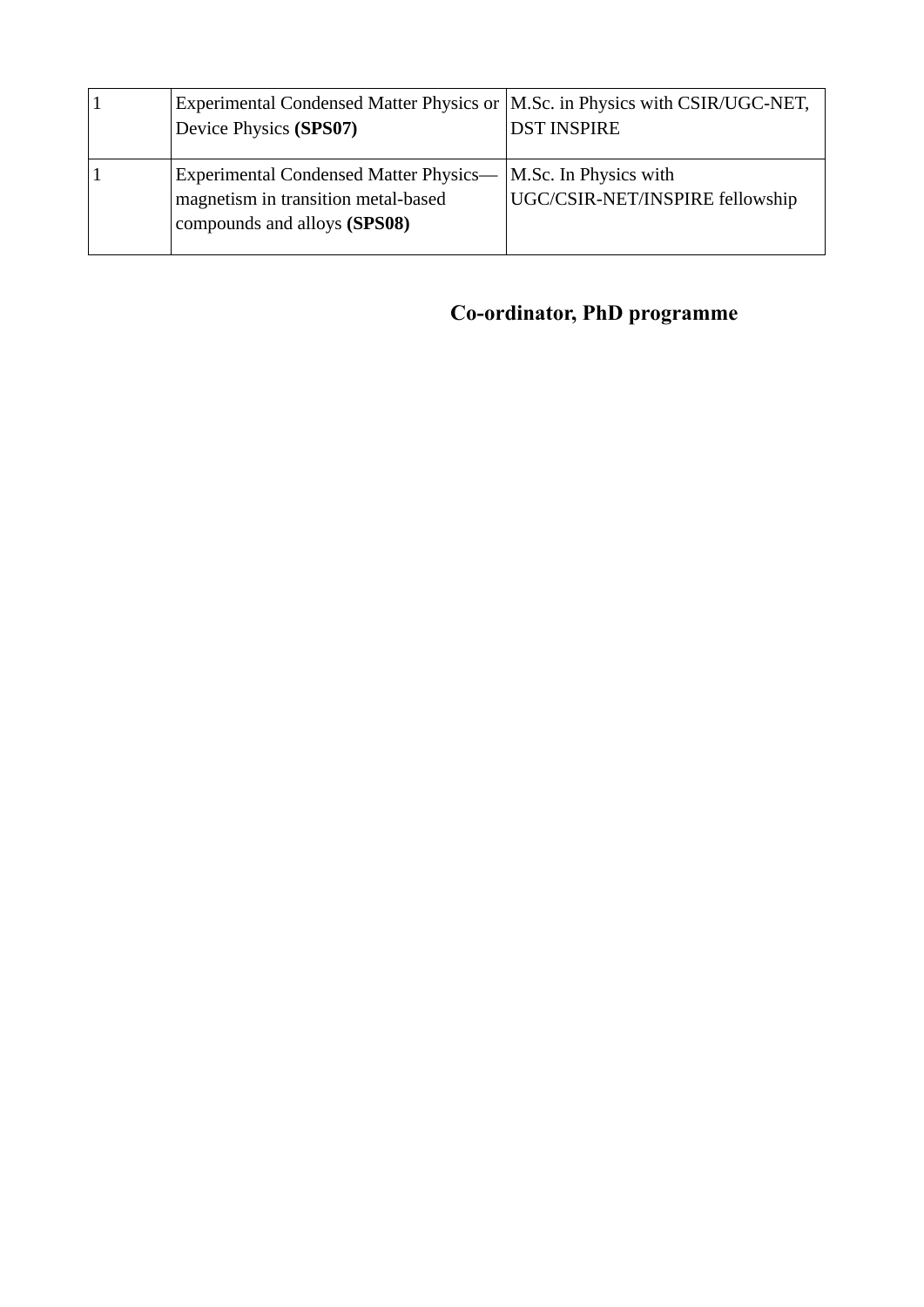| | | |
|---|---|---|
| 1 | Experimental Condensed Matter Physics or Device Physics **(SPS07)** | M.Sc. in Physics with CSIR/UGC-NET, DST INSPIRE |
| 1 | Experimental Condensed Matter Physics—magnetism in transition metal-based compounds and alloys **(SPS08)** | M.Sc. In Physics with UGC/CSIR-NET/INSPIRE fellowship |

**Co-ordinator, PhD programme**